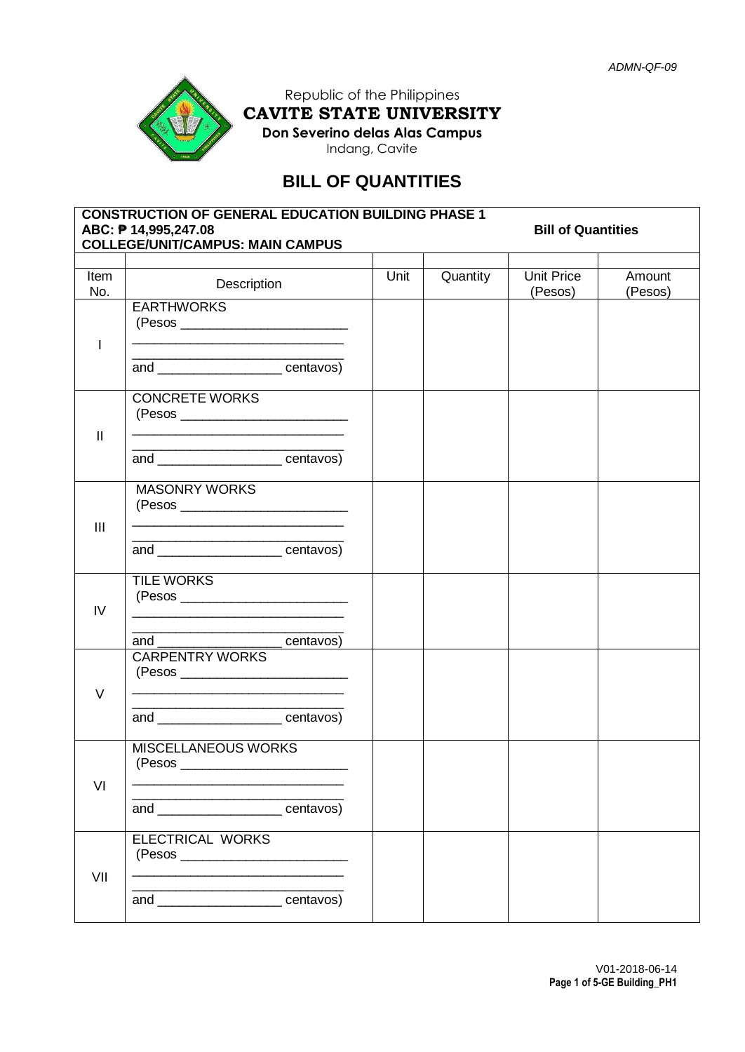ADMN-QF-09

Republic of the Philippines
**CAVITE STATE UNIVERSITY**
**Don Severino delas Alas Campus**
Indang, Cavite

# BILL OF QUANTITIES

| **CONSTRUCTION OF GENERAL EDUCATION BUILDING PHASE 1**<br>**ABC: ₱ 14,995,247.08**<br>**COLLEGE/UNIT/CAMPUS: MAIN CAMPUS** | | | | **Bill of Quantities** | |
|---|---|---|---|---|---|
| | | | | | |
| Item No. | Description | Unit | Quantity | Unit Price (Pesos) | Amount (Pesos) |
| I | EARTHWORKS<br>(Pesos ______________________<br>___________________________<br>___________________________<br>and ________________ centavos) | | | | |
| II | CONCRETE WORKS<br>(Pesos ______________________<br>___________________________<br>___________________________<br>and ________________ centavos) | | | | |
| III | MASONRY WORKS<br>(Pesos ______________________<br>___________________________<br>___________________________<br>and ________________ centavos) | | | | |
| IV | TILE WORKS<br>(Pesos ______________________<br>___________________________<br>___________________________<br>and ________________ centavos) | | | | |
| V | CARPENTRY WORKS<br>(Pesos ______________________<br>___________________________<br>___________________________<br>and ________________ centavos) | | | | |
| VI | MISCELLANEOUS WORKS<br>(Pesos ______________________<br>___________________________<br>___________________________<br>and ________________ centavos) | | | | |
| VII | ELECTRICAL WORKS<br>(Pesos ______________________<br>___________________________<br>___________________________<br>and ________________ centavos) | | | | |

V01-2018-06-14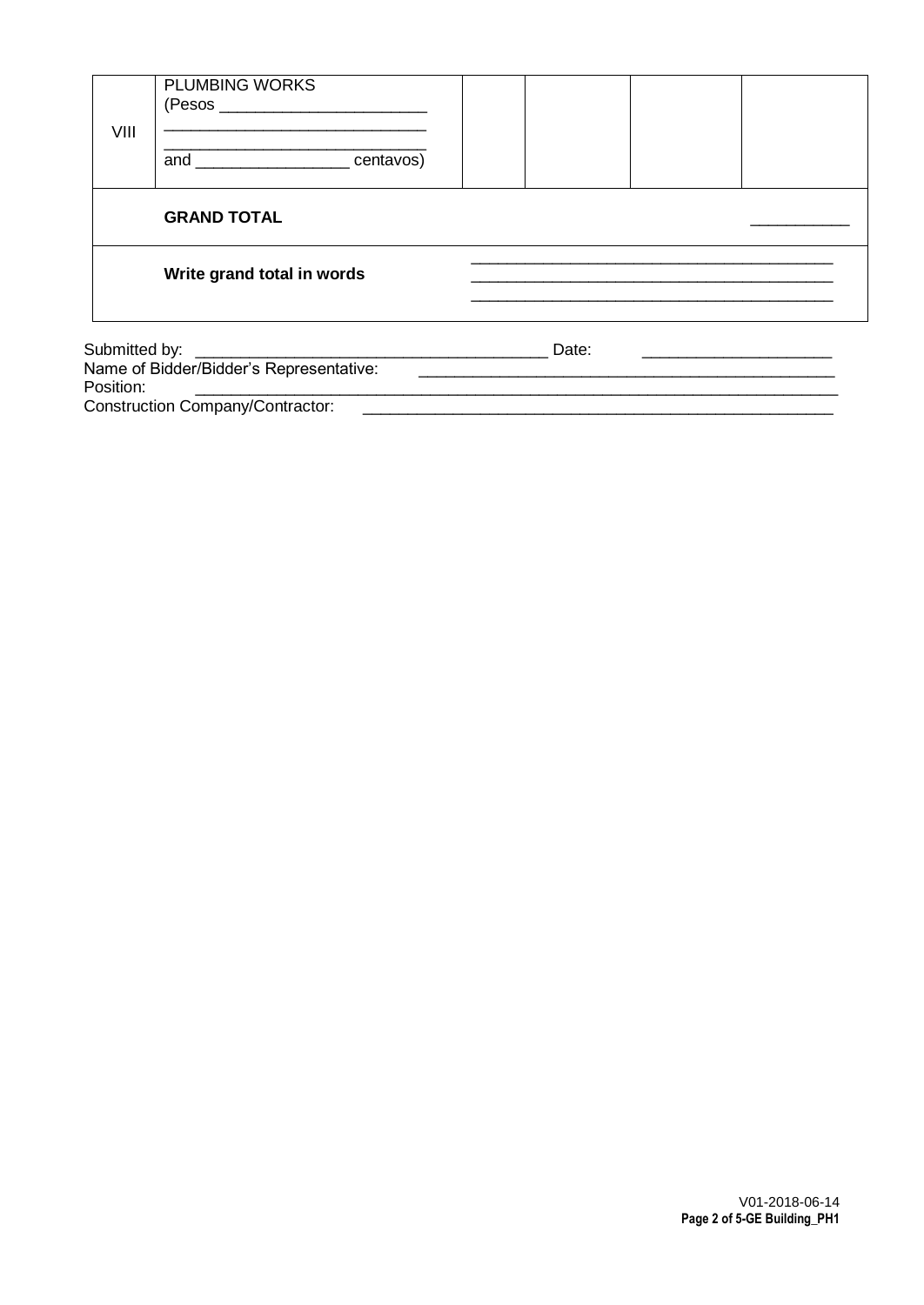| | | | | | |
|---|---|---|---|---|---|
| VIII | PLUMBING WORKS<br>(Pesos \_\_\_\_\_\_\_\_\_\_\_\_\_\_\_\_\_\_\_\_\_\_\_<br>\_\_\_\_\_\_\_\_\_\_\_\_\_\_\_\_\_\_\_\_\_\_\_\_\_\_\_\_\_<br>\_\_\_\_\_\_\_\_\_\_\_\_\_\_\_\_\_\_\_\_\_\_\_\_\_\_\_\_\_<br>and \_\_\_\_\_\_\_\_\_\_\_\_\_\_\_\_\_ centavos) | | | | |
| | **GRAND TOTAL** | | | | \_\_\_\_\_\_\_\_\_\_\_ |
| | **Write grand total in words** | \_\_\_\_\_\_\_\_\_\_\_\_\_\_\_\_\_\_\_\_\_\_\_\_\_\_\_\_\_\_\_\_\_\_\_\_\_\_\_\_<br>\_\_\_\_\_\_\_\_\_\_\_\_\_\_\_\_\_\_\_\_\_\_\_\_\_\_\_\_\_\_\_\_\_\_\_\_\_\_\_\_<br>\_\_\_\_\_\_\_\_\_\_\_\_\_\_\_\_\_\_\_\_\_\_\_\_\_\_\_\_\_\_\_\_\_\_\_\_\_\_\_\_ | | | |

Submitted by: \_\_\_\_\_\_\_\_\_\_\_\_\_\_\_\_\_\_\_\_\_\_\_\_\_\_\_\_\_\_\_\_\_\_\_\_\_\_\_ Date: \_\_\_\_\_\_\_\_\_\_\_\_\_\_\_\_\_\_\_\_\_

Name of Bidder/Bidder's Representative: \_\_\_\_\_\_\_\_\_\_\_\_\_\_\_\_\_\_\_\_\_\_\_\_\_\_\_\_\_\_\_\_\_\_\_\_\_\_\_\_\_\_\_\_\_\_\_

Position: \_\_\_\_\_\_\_\_\_\_\_\_\_\_\_\_\_\_\_\_\_\_\_\_\_\_\_\_\_\_\_\_\_\_\_\_\_\_\_\_\_\_\_\_\_\_\_\_\_\_\_\_\_\_\_\_\_\_\_\_\_\_\_\_\_\_\_\_\_\_\_\_

Construction Company/Contractor: \_\_\_\_\_\_\_\_\_\_\_\_\_\_\_\_\_\_\_\_\_\_\_\_\_\_\_\_\_\_\_\_\_\_\_\_\_\_\_\_\_\_\_\_\_\_\_\_\_\_\_\_\_

V01-2018-06-14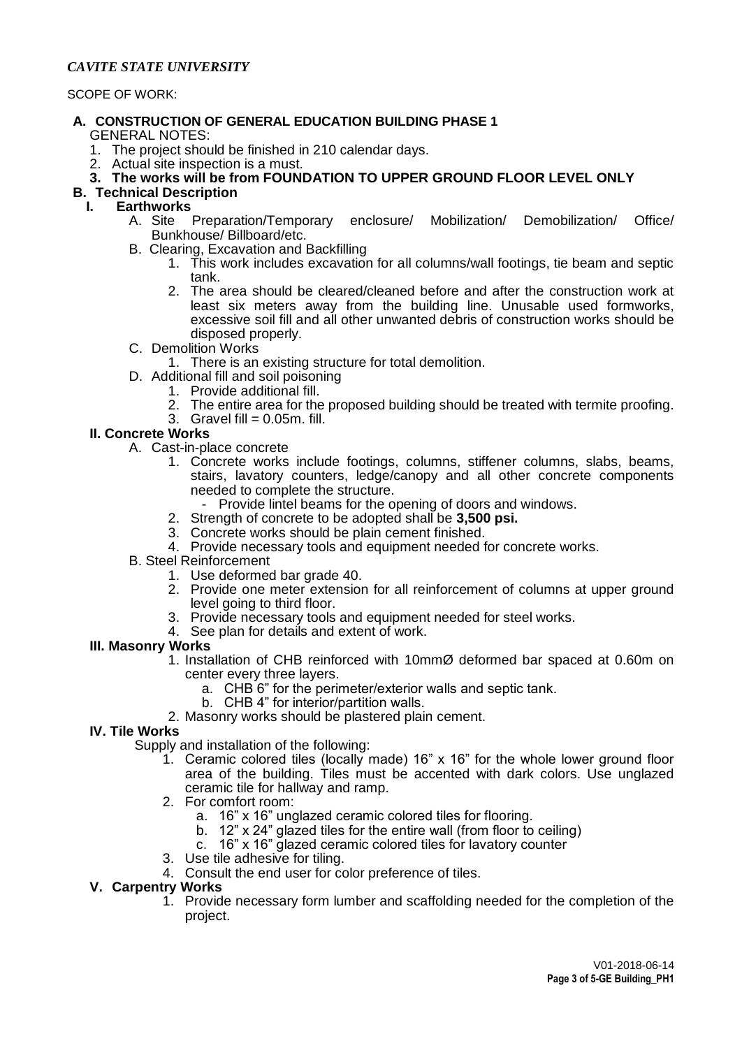*CAVITE STATE UNIVERSITY*

SCOPE OF WORK:

**A. CONSTRUCTION OF GENERAL EDUCATION BUILDING PHASE 1**

GENERAL NOTES:

1. The project should be finished in 210 calendar days.
2. Actual site inspection is a must.
3. **The works will be from FOUNDATION TO UPPER GROUND FLOOR LEVEL ONLY**

**B. Technical Description**

**I. Earthworks**

A. Site Preparation/Temporary enclosure/ Mobilization/ Demobilization/ Office/ Bunkhouse/ Billboard/etc.

B. Clearing, Excavation and Backfilling

1. This work includes excavation for all columns/wall footings, tie beam and septic tank.
2. The area should be cleared/cleaned before and after the construction work at least six meters away from the building line. Unusable used formworks, excessive soil fill and all other unwanted debris of construction works should be disposed properly.

C. Demolition Works

1. There is an existing structure for total demolition.

D. Additional fill and soil poisoning

1. Provide additional fill.
2. The entire area for the proposed building should be treated with termite proofing.
3. Gravel fill = 0.05m. fill.

**II. Concrete Works**

A. Cast-in-place concrete

1. Concrete works include footings, columns, stiffener columns, slabs, beams, stairs, lavatory counters, ledge/canopy and all other concrete components needed to complete the structure.
   - Provide lintel beams for the opening of doors and windows.
2. Strength of concrete to be adopted shall be **3,500 psi.**
3. Concrete works should be plain cement finished.
4. Provide necessary tools and equipment needed for concrete works.

B. Steel Reinforcement

1. Use deformed bar grade 40.
2. Provide one meter extension for all reinforcement of columns at upper ground level going to third floor.
3. Provide necessary tools and equipment needed for steel works.
4. See plan for details and extent of work.

**III. Masonry Works**

1. Installation of CHB reinforced with 10mmØ deformed bar spaced at 0.60m on center every three layers.
   a. CHB 6" for the perimeter/exterior walls and septic tank.
   b. CHB 4" for interior/partition walls.
2. Masonry works should be plastered plain cement.

**IV. Tile Works**

Supply and installation of the following:

1. Ceramic colored tiles (locally made) 16" x 16" for the whole lower ground floor area of the building. Tiles must be accented with dark colors. Use unglazed ceramic tile for hallway and ramp.
2. For comfort room:
   a. 16" x 16" unglazed ceramic colored tiles for flooring.
   b. 12" x 24" glazed tiles for the entire wall (from floor to ceiling)
   c. 16" x 16" glazed ceramic colored tiles for lavatory counter
3. Use tile adhesive for tiling.
4. Consult the end user for color preference of tiles.

**V. Carpentry Works**

1. Provide necessary form lumber and scaffolding needed for the completion of the project.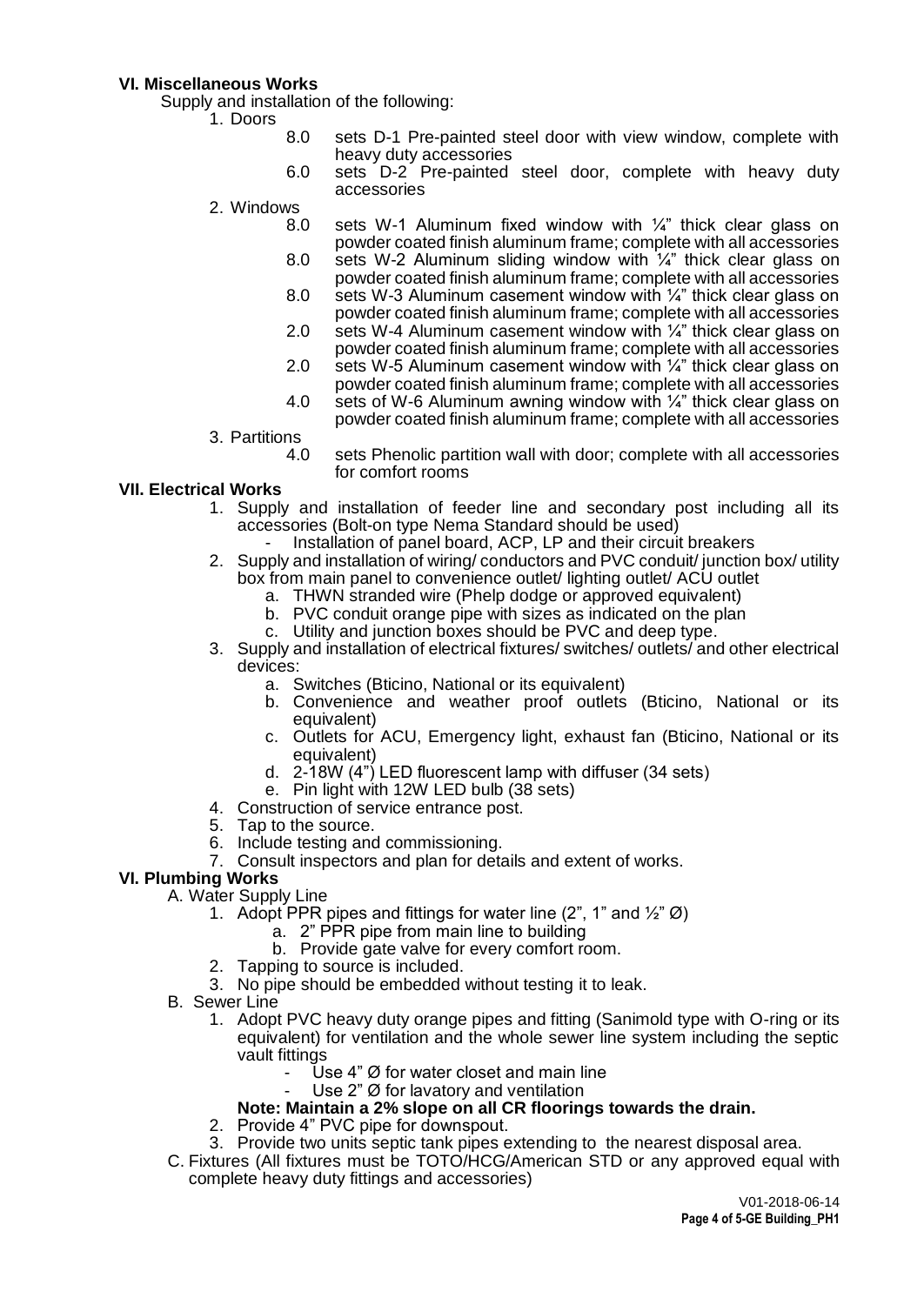**VI. Miscellaneous Works**

Supply and installation of the following:

1. Doors
   - 8.0 sets D-1 Pre-painted steel door with view window, complete with heavy duty accessories
   - 6.0 sets D-2 Pre-painted steel door, complete with heavy duty accessories
2. Windows
   - 8.0 sets W-1 Aluminum fixed window with ¼" thick clear glass on powder coated finish aluminum frame; complete with all accessories
   - 8.0 sets W-2 Aluminum sliding window with ¼" thick clear glass on powder coated finish aluminum frame; complete with all accessories
   - 8.0 sets W-3 Aluminum casement window with ¼" thick clear glass on powder coated finish aluminum frame; complete with all accessories
   - 2.0 sets W-4 Aluminum casement window with ¼" thick clear glass on powder coated finish aluminum frame; complete with all accessories
   - 2.0 sets W-5 Aluminum casement window with ¼" thick clear glass on powder coated finish aluminum frame; complete with all accessories
   - 4.0 sets of W-6 Aluminum awning window with ¼" thick clear glass on powder coated finish aluminum frame; complete with all accessories
3. Partitions
   - 4.0 sets Phenolic partition wall with door; complete with all accessories for comfort rooms

**VII. Electrical Works**

1. Supply and installation of feeder line and secondary post including all its accessories (Bolt-on type Nema Standard should be used)
   - Installation of panel board, ACP, LP and their circuit breakers
2. Supply and installation of wiring/ conductors and PVC conduit/ junction box/ utility box from main panel to convenience outlet/ lighting outlet/ ACU outlet
   a. THWN stranded wire (Phelp dodge or approved equivalent)
   b. PVC conduit orange pipe with sizes as indicated on the plan
   c. Utility and junction boxes should be PVC and deep type.
3. Supply and installation of electrical fixtures/ switches/ outlets/ and other electrical devices:
   a. Switches (Bticino, National or its equivalent)
   b. Convenience and weather proof outlets (Bticino, National or its equivalent)
   c. Outlets for ACU, Emergency light, exhaust fan (Bticino, National or its equivalent)
   d. 2-18W (4") LED fluorescent lamp with diffuser (34 sets)
   e. Pin light with 12W LED bulb (38 sets)
4. Construction of service entrance post.
5. Tap to the source.
6. Include testing and commissioning.
7. Consult inspectors and plan for details and extent of works.

**VI. Plumbing Works**

A. Water Supply Line
   1. Adopt PPR pipes and fittings for water line (2", 1" and ½" Ø)
      a. 2" PPR pipe from main line to building
      b. Provide gate valve for every comfort room.
   2. Tapping to source is included.
   3. No pipe should be embedded without testing it to leak.

B. Sewer Line
   1. Adopt PVC heavy duty orange pipes and fitting (Sanimold type with O-ring or its equivalent) for ventilation and the whole sewer line system including the septic vault fittings
      - Use 4" Ø for water closet and main line
      - Use 2" Ø for lavatory and ventilation

      **Note: Maintain a 2% slope on all CR floorings towards the drain.**
   2. Provide 4" PVC pipe for downspout.
   3. Provide two units septic tank pipes extending to the nearest disposal area.

C. Fixtures (All fixtures must be TOTO/HCG/American STD or any approved equal with complete heavy duty fittings and accessories)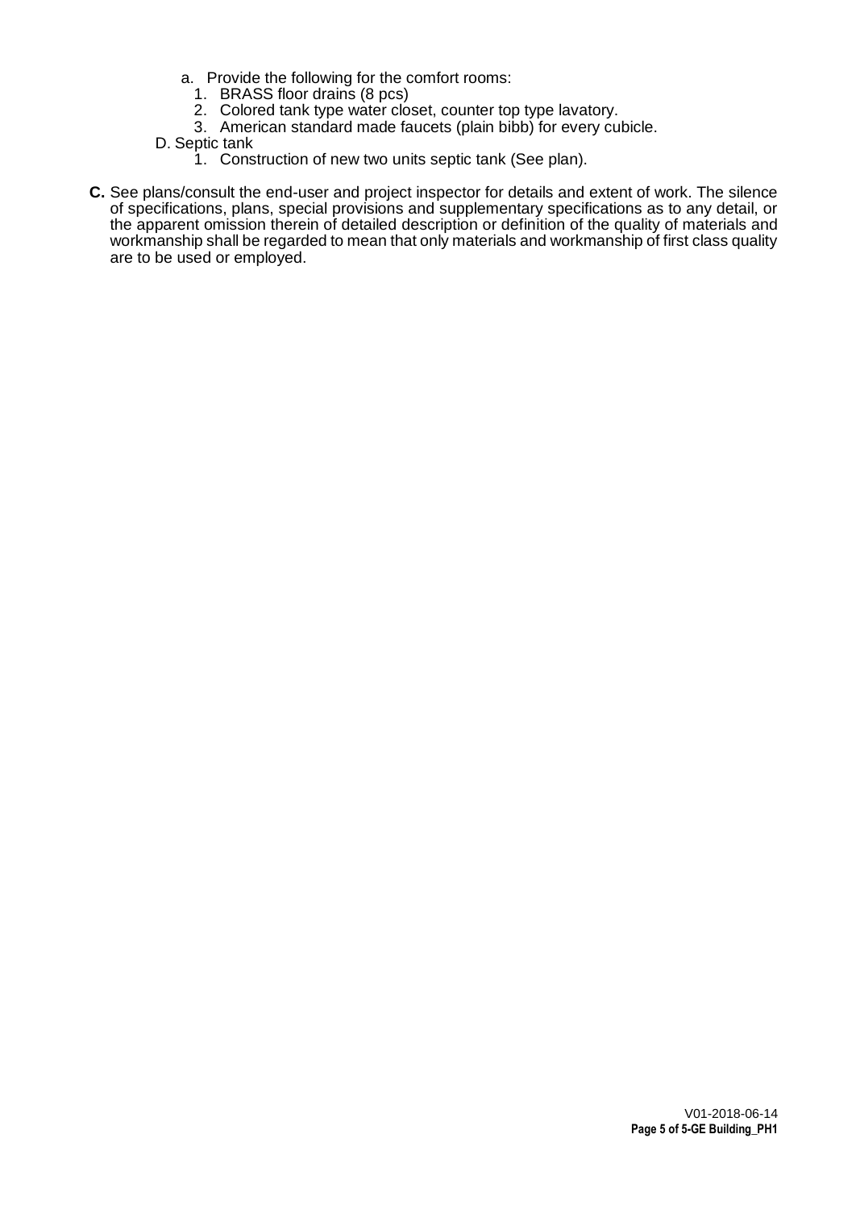a. Provide the following for the comfort rooms:
   1. BRASS floor drains (8 pcs)
   2. Colored tank type water closet, counter top type lavatory.
   3. American standard made faucets (plain bibb) for every cubicle.

D. Septic tank
   1. Construction of new two units septic tank (See plan).

**C.** See plans/consult the end-user and project inspector for details and extent of work. The silence of specifications, plans, special provisions and supplementary specifications as to any detail, or the apparent omission therein of detailed description or definition of the quality of materials and workmanship shall be regarded to mean that only materials and workmanship of first class quality are to be used or employed.